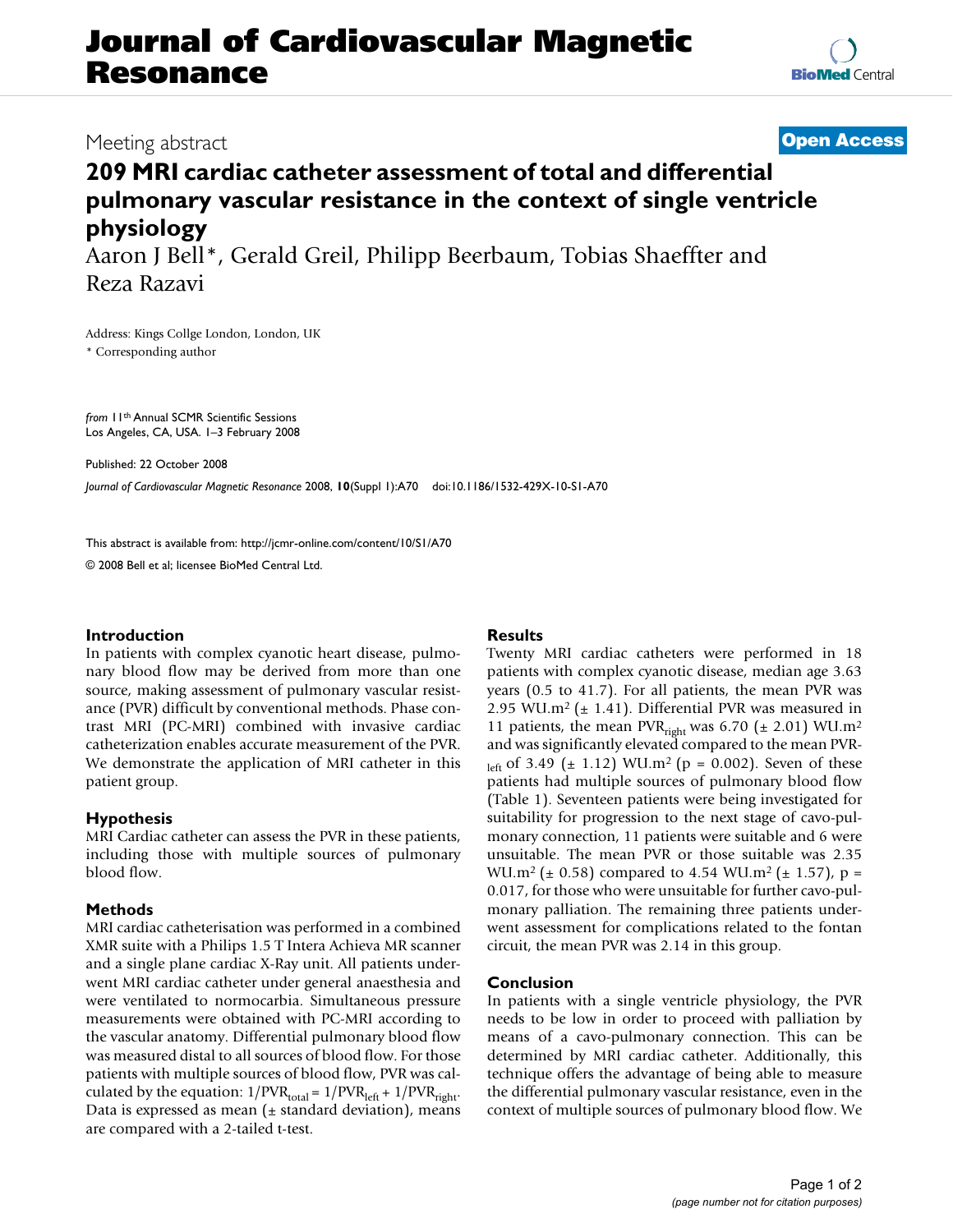# Journal of Cardiovascular Magnetic Resonance

Meeting abstract

**Open Access**

# 209 MRI cardiac catheter assessment of total and differential pulmonary vascular resistance in the context of single ventricle physiology

Aaron J Bell*, Gerald Greil, Philipp Beerbaum, Tobias Shaeffter and Reza Razavi

Address: Kings Collge London, London, UK

\* Corresponding author

*from* 11th Annual SCMR Scientific Sessions
Los Angeles, CA, USA. 1–3 February 2008

Published: 22 October 2008

*Journal of Cardiovascular Magnetic Resonance* 2008, **10**(Suppl 1):A70 doi:10.1186/1532-429X-10-S1-A70

This abstract is available from: http://jcmr-online.com/content/10/S1/A70

© 2008 Bell et al; licensee BioMed Central Ltd.

## Introduction

In patients with complex cyanotic heart disease, pulmonary blood flow may be derived from more than one source, making assessment of pulmonary vascular resistance (PVR) difficult by conventional methods. Phase contrast MRI (PC-MRI) combined with invasive cardiac catheterization enables accurate measurement of the PVR. We demonstrate the application of MRI catheter in this patient group.

## Hypothesis

MRI Cardiac catheter can assess the PVR in these patients, including those with multiple sources of pulmonary blood flow.

## Methods

MRI cardiac catheterisation was performed in a combined XMR suite with a Philips 1.5 T Intera Achieva MR scanner and a single plane cardiac X-Ray unit. All patients underwent MRI cardiac catheter under general anaesthesia and were ventilated to normocarbia. Simultaneous pressure measurements were obtained with PC-MRI according to the vascular anatomy. Differential pulmonary blood flow was measured distal to all sources of blood flow. For those patients with multiple sources of blood flow, PVR was calculated by the equation: $1/PVR_{total} = 1/PVR_{left} + 1/PVR_{right}$. Data is expressed as mean (± standard deviation), means are compared with a 2-tailed t-test.

## Results

Twenty MRI cardiac catheters were performed in 18 patients with complex cyanotic disease, median age 3.63 years (0.5 to 41.7). For all patients, the mean PVR was 2.95 WU.m$^2$ (± 1.41). Differential PVR was measured in 11 patients, the mean $PVR_{right}$ was 6.70 (± 2.01) WU.m$^2$ and was significantly elevated compared to the mean $PVR_{left}$ of 3.49 (± 1.12) WU.m$^2$ ($p = 0.002$). Seven of these patients had multiple sources of pulmonary blood flow (Table 1). Seventeen patients were being investigated for suitability for progression to the next stage of cavo-pulmonary connection, 11 patients were suitable and 6 were unsuitable. The mean PVR or those suitable was 2.35 WU.m$^2$ (± 0.58) compared to 4.54 WU.m$^2$ (± 1.57), $p = 0.017$, for those who were unsuitable for further cavo-pulmonary palliation. The remaining three patients underwent assessment for complications related to the fontan circuit, the mean PVR was 2.14 in this group.

## Conclusion

In patients with a single ventricle physiology, the PVR needs to be low in order to proceed with palliation by means of a cavo-pulmonary connection. This can be determined by MRI cardiac catheter. Additionally, this technique offers the advantage of being able to measure the differential pulmonary vascular resistance, even in the context of multiple sources of pulmonary blood flow. We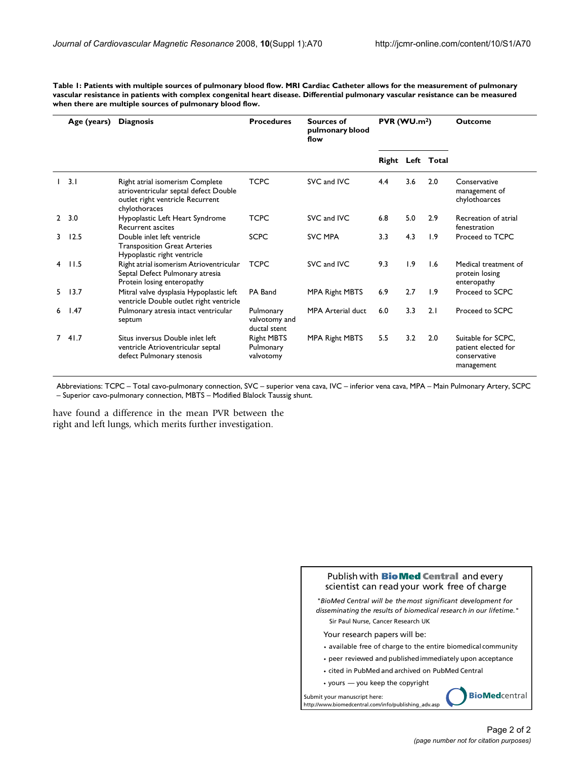**Table 1: Patients with multiple sources of pulmonary blood flow. MRI Cardiac Catheter allows for the measurement of pulmonary vascular resistance in patients with complex congenital heart disease. Differential pulmonary vascular resistance can be measured when there are multiple sources of pulmonary blood flow.**

| | Age (years) | Diagnosis | Procedures | Sources of pulmonary blood flow | PVR (WU.m$^2$) | | | Outcome |
|---|---|---|---|---|---|---|---|---|
| | | | | | Right | Left | Total | |
| 1 | 3.1 | Right atrial isomerism Complete atrioventricular septal defect Double outlet right ventricle Recurrent chylothoraces | TCPC | SVC and IVC | 4.4 | 3.6 | 2.0 | Conservative management of chylothoarces |
| 2 | 3.0 | Hypoplastic Left Heart Syndrome Recurrent ascites | TCPC | SVC and IVC | 6.8 | 5.0 | 2.9 | Recreation of atrial fenestration |
| 3 | 12.5 | Double inlet left ventricle Transposition Great Arteries Hypoplastic right ventricle | SCPC | SVC MPA | 3.3 | 4.3 | 1.9 | Proceed to TCPC |
| 4 | 11.5 | Right atrial isomerism Atrioventricular Septal Defect Pulmonary atresia Protein losing enteropathy | TCPC | SVC and IVC | 9.3 | 1.9 | 1.6 | Medical treatment of protein losing enteropathy |
| 5 | 13.7 | Mitral valve dysplasia Hypoplastic left ventricle Double outlet right ventricle | PA Band | MPA Right MBTS | 6.9 | 2.7 | 1.9 | Proceed to SCPC |
| 6 | 1.47 | Pulmonary atresia intact ventricular septum | Pulmonary valvotomy and ductal stent | MPA Arterial duct | 6.0 | 3.3 | 2.1 | Proceed to SCPC |
| 7 | 41.7 | Situs inversus Double inlet left ventricle Atrioventricular septal defect Pulmonary stenosis | Right MBTS Pulmonary valvotomy | MPA Right MBTS | 5.5 | 3.2 | 2.0 | Suitable for SCPC, patient elected for conservative management |

Abbreviations: TCPC – Total cavo-pulmonary connection, SVC – superior vena cava, IVC – inferior vena cava, MPA – Main Pulmonary Artery, SCPC – Superior cavo-pulmonary connection, MBTS – Modified Blalock Taussig shunt.

have found a difference in the mean PVR between the right and left lungs, which merits further investigation.